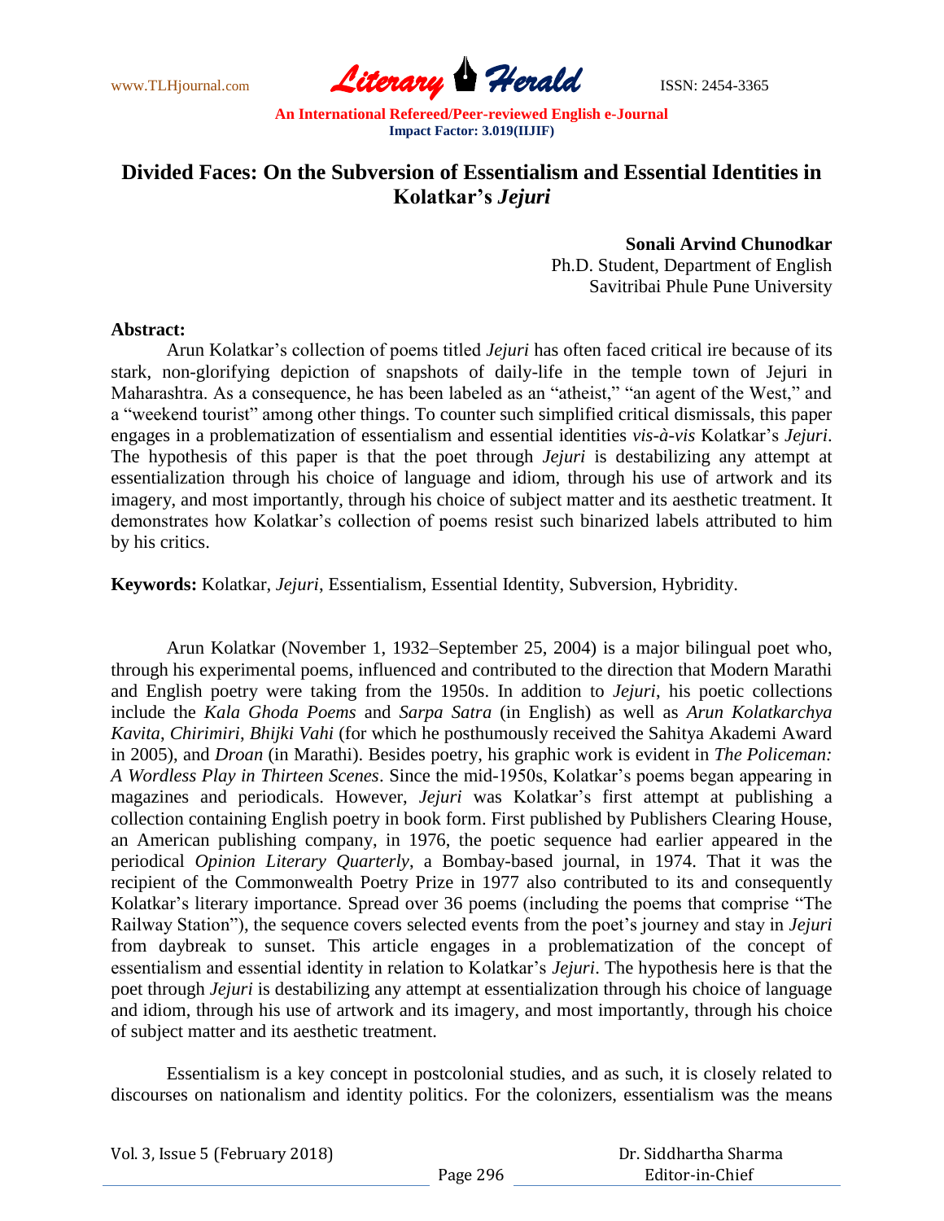# Divided Faces: On the Subversion of Essentialism and Essential Identities in Kolatkar's *Jejuri*

**Sonali Arvind Chunodkar**
Ph.D. Student, Department of English
Savitribai Phule Pune University

**Abstract:**

Arun Kolatkar's collection of poems titled *Jejuri* has often faced critical ire because of its stark, non-glorifying depiction of snapshots of daily-life in the temple town of Jejuri in Maharashtra. As a consequence, he has been labeled as an "atheist," "an agent of the West," and a "weekend tourist" among other things. To counter such simplified critical dismissals, this paper engages in a problematization of essentialism and essential identities *vis-à-vis* Kolatkar's *Jejuri*. The hypothesis of this paper is that the poet through *Jejuri* is destabilizing any attempt at essentialization through his choice of language and idiom, through his use of artwork and its imagery, and most importantly, through his choice of subject matter and its aesthetic treatment. It demonstrates how Kolatkar's collection of poems resist such binarized labels attributed to him by his critics.

**Keywords:** Kolatkar, *Jejuri*, Essentialism, Essential Identity, Subversion, Hybridity.

Arun Kolatkar (November 1, 1932–September 25, 2004) is a major bilingual poet who, through his experimental poems, influenced and contributed to the direction that Modern Marathi and English poetry were taking from the 1950s. In addition to *Jejuri*, his poetic collections include the *Kala Ghoda Poems* and *Sarpa Satra* (in English) as well as *Arun Kolatkarchya Kavita*, *Chirimiri*, *Bhijki Vahi* (for which he posthumously received the Sahitya Akademi Award in 2005), and *Droan* (in Marathi). Besides poetry, his graphic work is evident in *The Policeman: A Wordless Play in Thirteen Scenes*. Since the mid-1950s, Kolatkar's poems began appearing in magazines and periodicals. However, *Jejuri* was Kolatkar's first attempt at publishing a collection containing English poetry in book form. First published by Publishers Clearing House, an American publishing company, in 1976, the poetic sequence had earlier appeared in the periodical *Opinion Literary Quarterly*, a Bombay-based journal, in 1974. That it was the recipient of the Commonwealth Poetry Prize in 1977 also contributed to its and consequently Kolatkar's literary importance. Spread over 36 poems (including the poems that comprise "The Railway Station"), the sequence covers selected events from the poet's journey and stay in *Jejuri* from daybreak to sunset. This article engages in a problematization of the concept of essentialism and essential identity in relation to Kolatkar's *Jejuri*. The hypothesis here is that the poet through *Jejuri* is destabilizing any attempt at essentialization through his choice of language and idiom, through his use of artwork and its imagery, and most importantly, through his choice of subject matter and its aesthetic treatment.

Essentialism is a key concept in postcolonial studies, and as such, it is closely related to discourses on nationalism and identity politics. For the colonizers, essentialism was the means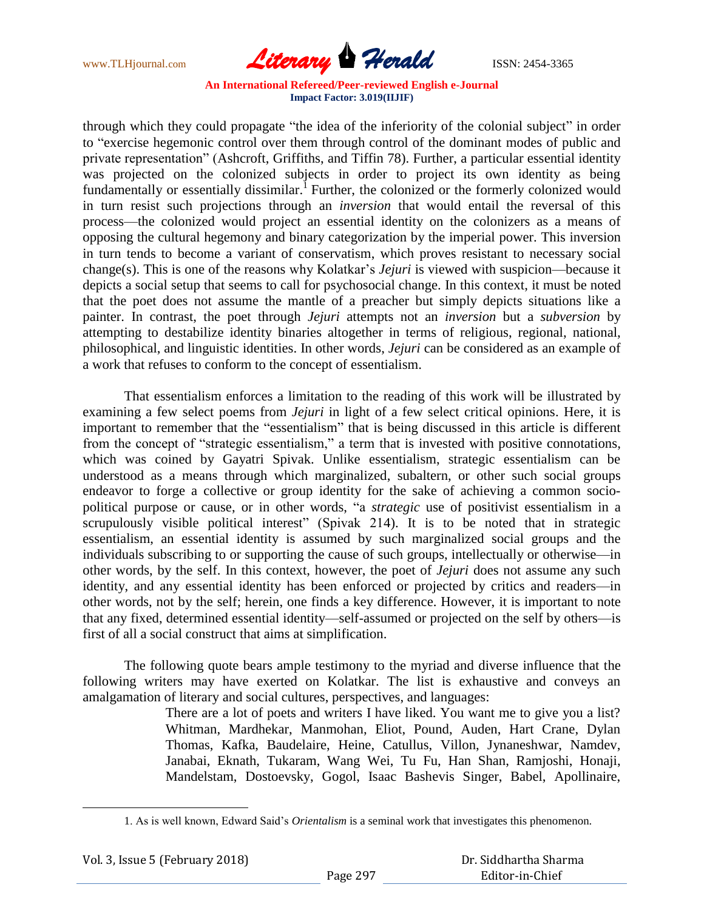through which they could propagate "the idea of the inferiority of the colonial subject" in order to "exercise hegemonic control over them through control of the dominant modes of public and private representation" (Ashcroft, Griffiths, and Tiffin 78). Further, a particular essential identity was projected on the colonized subjects in order to project its own identity as being fundamentally or essentially dissimilar.[1] Further, the colonized or the formerly colonized would in turn resist such projections through an *inversion* that would entail the reversal of this process—the colonized would project an essential identity on the colonizers as a means of opposing the cultural hegemony and binary categorization by the imperial power. This inversion in turn tends to become a variant of conservatism, which proves resistant to necessary social change(s). This is one of the reasons why Kolatkar's *Jejuri* is viewed with suspicion—because it depicts a social setup that seems to call for psychosocial change. In this context, it must be noted that the poet does not assume the mantle of a preacher but simply depicts situations like a painter. In contrast, the poet through *Jejuri* attempts not an *inversion* but a *subversion* by attempting to destabilize identity binaries altogether in terms of religious, regional, national, philosophical, and linguistic identities. In other words, *Jejuri* can be considered as an example of a work that refuses to conform to the concept of essentialism.

That essentialism enforces a limitation to the reading of this work will be illustrated by examining a few select poems from *Jejuri* in light of a few select critical opinions. Here, it is important to remember that the "essentialism" that is being discussed in this article is different from the concept of "strategic essentialism," a term that is invested with positive connotations, which was coined by Gayatri Spivak. Unlike essentialism, strategic essentialism can be understood as a means through which marginalized, subaltern, or other such social groups endeavor to forge a collective or group identity for the sake of achieving a common socio-political purpose or cause, or in other words, "a *strategic* use of positivist essentialism in a scrupulously visible political interest" (Spivak 214). It is to be noted that in strategic essentialism, an essential identity is assumed by such marginalized social groups and the individuals subscribing to or supporting the cause of such groups, intellectually or otherwise—in other words, by the self. In this context, however, the poet of *Jejuri* does not assume any such identity, and any essential identity has been enforced or projected by critics and readers—in other words, not by the self; herein, one finds a key difference. However, it is important to note that any fixed, determined essential identity—self-assumed or projected on the self by others—is first of all a social construct that aims at simplification.

The following quote bears ample testimony to the myriad and diverse influence that the following writers may have exerted on Kolatkar. The list is exhaustive and conveys an amalgamation of literary and social cultures, perspectives, and languages:

> There are a lot of poets and writers I have liked. You want me to give you a list? Whitman, Mardhekar, Manmohan, Eliot, Pound, Auden, Hart Crane, Dylan Thomas, Kafka, Baudelaire, Heine, Catullus, Villon, Jynaneshwar, Namdev, Janabai, Eknath, Tukaram, Wang Wei, Tu Fu, Han Shan, Ramjoshi, Honaji, Mandelstam, Dostoevsky, Gogol, Isaac Bashevis Singer, Babel, Apollinaire,

---

1. As is well known, Edward Said's *Orientalism* is a seminal work that investigates this phenomenon.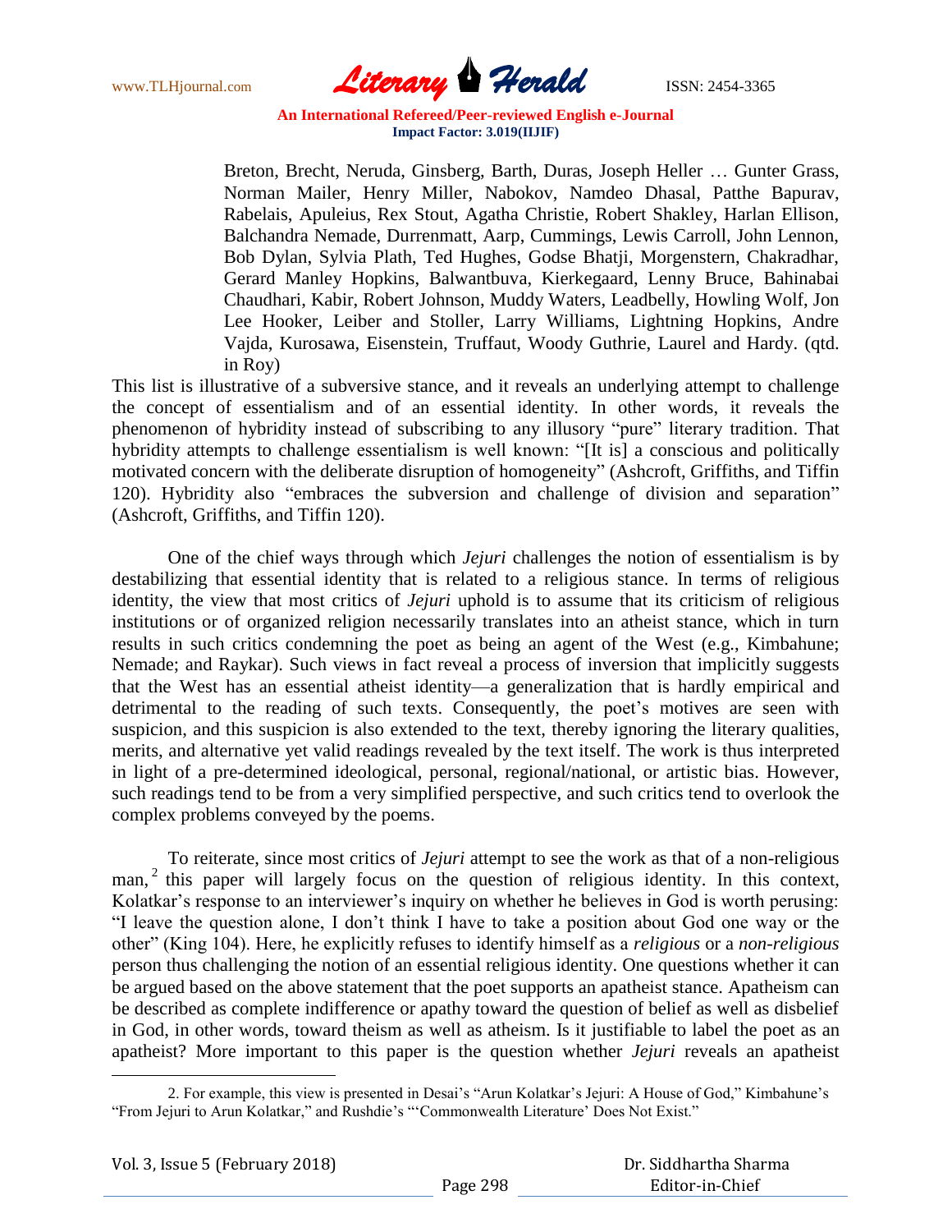> Breton, Brecht, Neruda, Ginsberg, Barth, Duras, Joseph Heller … Gunter Grass, Norman Mailer, Henry Miller, Nabokov, Namdeo Dhasal, Patthe Bapurav, Rabelais, Apuleius, Rex Stout, Agatha Christie, Robert Shakley, Harlan Ellison, Balchandra Nemade, Durrenmatt, Aarp, Cummings, Lewis Carroll, John Lennon, Bob Dylan, Sylvia Plath, Ted Hughes, Godse Bhatji, Morgenstern, Chakradhar, Gerard Manley Hopkins, Balwantbuva, Kierkegaard, Lenny Bruce, Bahinabai Chaudhari, Kabir, Robert Johnson, Muddy Waters, Leadbelly, Howling Wolf, Jon Lee Hooker, Leiber and Stoller, Larry Williams, Lightning Hopkins, Andre Vajda, Kurosawa, Eisenstein, Truffaut, Woody Guthrie, Laurel and Hardy. (qtd. in Roy)

This list is illustrative of a subversive stance, and it reveals an underlying attempt to challenge the concept of essentialism and of an essential identity. In other words, it reveals the phenomenon of hybridity instead of subscribing to any illusory "pure" literary tradition. That hybridity attempts to challenge essentialism is well known: "[It is] a conscious and politically motivated concern with the deliberate disruption of homogeneity" (Ashcroft, Griffiths, and Tiffin 120). Hybridity also "embraces the subversion and challenge of division and separation" (Ashcroft, Griffiths, and Tiffin 120).

One of the chief ways through which *Jejuri* challenges the notion of essentialism is by destabilizing that essential identity that is related to a religious stance. In terms of religious identity, the view that most critics of *Jejuri* uphold is to assume that its criticism of religious institutions or of organized religion necessarily translates into an atheist stance, which in turn results in such critics condemning the poet as being an agent of the West (e.g., Kimbahune; Nemade; and Raykar). Such views in fact reveal a process of inversion that implicitly suggests that the West has an essential atheist identity—a generalization that is hardly empirical and detrimental to the reading of such texts. Consequently, the poet's motives are seen with suspicion, and this suspicion is also extended to the text, thereby ignoring the literary qualities, merits, and alternative yet valid readings revealed by the text itself. The work is thus interpreted in light of a pre-determined ideological, personal, regional/national, or artistic bias. However, such readings tend to be from a very simplified perspective, and such critics tend to overlook the complex problems conveyed by the poems.

To reiterate, since most critics of *Jejuri* attempt to see the work as that of a non-religious man,[2] this paper will largely focus on the question of religious identity. In this context, Kolatkar's response to an interviewer's inquiry on whether he believes in God is worth perusing: "I leave the question alone, I don't think I have to take a position about God one way or the other" (King 104). Here, he explicitly refuses to identify himself as a *religious* or a *non-religious* person thus challenging the notion of an essential religious identity. One questions whether it can be argued based on the above statement that the poet supports an apatheist stance. Apatheism can be described as complete indifference or apathy toward the question of belief as well as disbelief in God, in other words, toward theism as well as atheism. Is it justifiable to label the poet as an apatheist? More important to this paper is the question whether *Jejuri* reveals an apatheist

---

2. For example, this view is presented in Desai's "Arun Kolatkar's Jejuri: A House of God," Kimbahune's "From Jejuri to Arun Kolatkar," and Rushdie's "'Commonwealth Literature' Does Not Exist."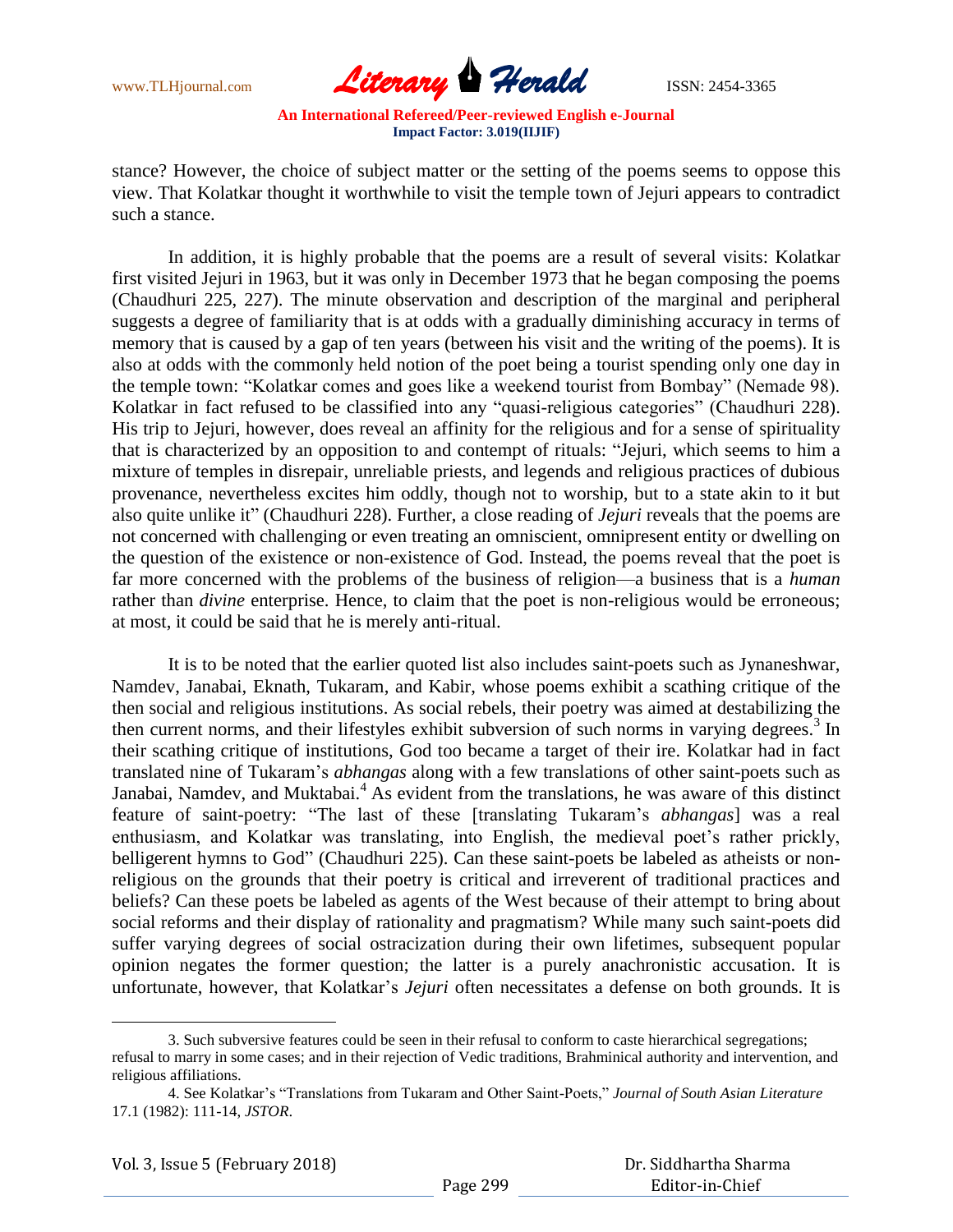stance? However, the choice of subject matter or the setting of the poems seems to oppose this view. That Kolatkar thought it worthwhile to visit the temple town of Jejuri appears to contradict such a stance.

In addition, it is highly probable that the poems are a result of several visits: Kolatkar first visited Jejuri in 1963, but it was only in December 1973 that he began composing the poems (Chaudhuri 225, 227). The minute observation and description of the marginal and peripheral suggests a degree of familiarity that is at odds with a gradually diminishing accuracy in terms of memory that is caused by a gap of ten years (between his visit and the writing of the poems). It is also at odds with the commonly held notion of the poet being a tourist spending only one day in the temple town: "Kolatkar comes and goes like a weekend tourist from Bombay" (Nemade 98). Kolatkar in fact refused to be classified into any "quasi-religious categories" (Chaudhuri 228). His trip to Jejuri, however, does reveal an affinity for the religious and for a sense of spirituality that is characterized by an opposition to and contempt of rituals: "Jejuri, which seems to him a mixture of temples in disrepair, unreliable priests, and legends and religious practices of dubious provenance, nevertheless excites him oddly, though not to worship, but to a state akin to it but also quite unlike it" (Chaudhuri 228). Further, a close reading of *Jejuri* reveals that the poems are not concerned with challenging or even treating an omniscient, omnipresent entity or dwelling on the question of the existence or non-existence of God. Instead, the poems reveal that the poet is far more concerned with the problems of the business of religion—a business that is a *human* rather than *divine* enterprise. Hence, to claim that the poet is non-religious would be erroneous; at most, it could be said that he is merely anti-ritual.

It is to be noted that the earlier quoted list also includes saint-poets such as Jynaneshwar, Namdev, Janabai, Eknath, Tukaram, and Kabir, whose poems exhibit a scathing critique of the then social and religious institutions. As social rebels, their poetry was aimed at destabilizing the then current norms, and their lifestyles exhibit subversion of such norms in varying degrees.[3] In their scathing critique of institutions, God too became a target of their ire. Kolatkar had in fact translated nine of Tukaram's *abhangas* along with a few translations of other saint-poets such as Janabai, Namdev, and Muktabai.[4] As evident from the translations, he was aware of this distinct feature of saint-poetry: "The last of these [translating Tukaram's *abhangas*] was a real enthusiasm, and Kolatkar was translating, into English, the medieval poet's rather prickly, belligerent hymns to God" (Chaudhuri 225). Can these saint-poets be labeled as atheists or non-religious on the grounds that their poetry is critical and irreverent of traditional practices and beliefs? Can these poets be labeled as agents of the West because of their attempt to bring about social reforms and their display of rationality and pragmatism? While many such saint-poets did suffer varying degrees of social ostracization during their own lifetimes, subsequent popular opinion negates the former question; the latter is a purely anachronistic accusation. It is unfortunate, however, that Kolatkar's *Jejuri* often necessitates a defense on both grounds. It is

3. Such subversive features could be seen in their refusal to conform to caste hierarchical segregations; refusal to marry in some cases; and in their rejection of Vedic traditions, Brahminical authority and intervention, and religious affiliations.

4. See Kolatkar's "Translations from Tukaram and Other Saint-Poets," *Journal of South Asian Literature* 17.1 (1982): 111-14, *JSTOR*.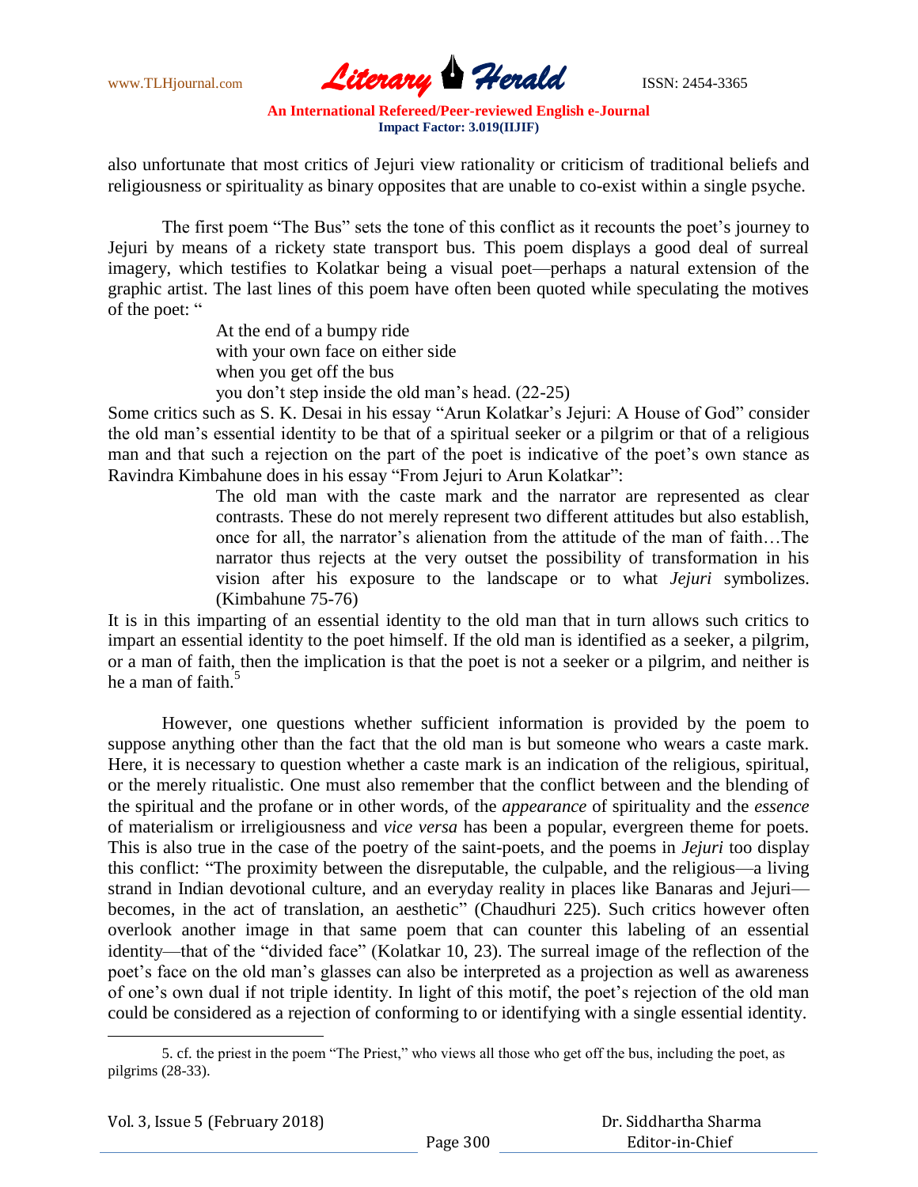also unfortunate that most critics of Jejuri view rationality or criticism of traditional beliefs and religiousness or spirituality as binary opposites that are unable to co-exist within a single psyche.

The first poem "The Bus" sets the tone of this conflict as it recounts the poet's journey to Jejuri by means of a rickety state transport bus. This poem displays a good deal of surreal imagery, which testifies to Kolatkar being a visual poet—perhaps a natural extension of the graphic artist. The last lines of this poem have often been quoted while speculating the motives of the poet: "

> At the end of a bumpy ride
> with your own face on either side
> when you get off the bus
> you don't step inside the old man's head. (22-25)

Some critics such as S. K. Desai in his essay "Arun Kolatkar's Jejuri: A House of God" consider the old man's essential identity to be that of a spiritual seeker or a pilgrim or that of a religious man and that such a rejection on the part of the poet is indicative of the poet's own stance as Ravindra Kimbahune does in his essay "From Jejuri to Arun Kolatkar":

> The old man with the caste mark and the narrator are represented as clear contrasts. These do not merely represent two different attitudes but also establish, once for all, the narrator's alienation from the attitude of the man of faith…The narrator thus rejects at the very outset the possibility of transformation in his vision after his exposure to the landscape or to what *Jejuri* symbolizes. (Kimbahune 75-76)

It is in this imparting of an essential identity to the old man that in turn allows such critics to impart an essential identity to the poet himself. If the old man is identified as a seeker, a pilgrim, or a man of faith, then the implication is that the poet is not a seeker or a pilgrim, and neither is he a man of faith.[5]

However, one questions whether sufficient information is provided by the poem to suppose anything other than the fact that the old man is but someone who wears a caste mark. Here, it is necessary to question whether a caste mark is an indication of the religious, spiritual, or the merely ritualistic. One must also remember that the conflict between and the blending of the spiritual and the profane or in other words, of the *appearance* of spirituality and the *essence* of materialism or irreligiousness and *vice versa* has been a popular, evergreen theme for poets. This is also true in the case of the poetry of the saint-poets, and the poems in *Jejuri* too display this conflict: "The proximity between the disreputable, the culpable, and the religious—a living strand in Indian devotional culture, and an everyday reality in places like Banaras and Jejuri—becomes, in the act of translation, an aesthetic" (Chaudhuri 225). Such critics however often overlook another image in that same poem that can counter this labeling of an essential identity—that of the "divided face" (Kolatkar 10, 23). The surreal image of the reflection of the poet's face on the old man's glasses can also be interpreted as a projection as well as awareness of one's own dual if not triple identity. In light of this motif, the poet's rejection of the old man could be considered as a rejection of conforming to or identifying with a single essential identity.

---

5. cf. the priest in the poem "The Priest," who views all those who get off the bus, including the poet, as pilgrims (28-33).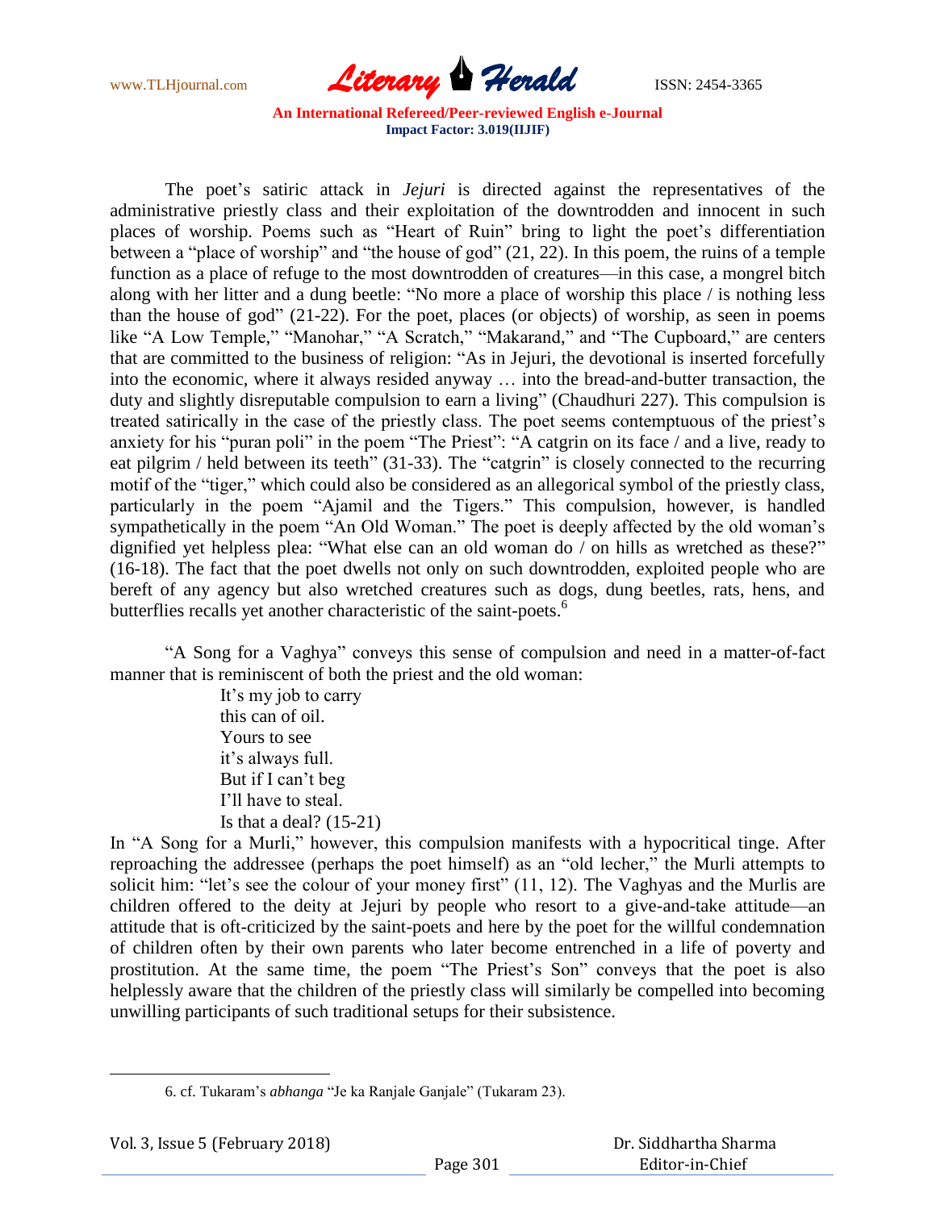The poet's satiric attack in *Jejuri* is directed against the representatives of the administrative priestly class and their exploitation of the downtrodden and innocent in such places of worship. Poems such as "Heart of Ruin" bring to light the poet's differentiation between a "place of worship" and "the house of god" (21, 22). In this poem, the ruins of a temple function as a place of refuge to the most downtrodden of creatures—in this case, a mongrel bitch along with her litter and a dung beetle: "No more a place of worship this place / is nothing less than the house of god" (21-22). For the poet, places (or objects) of worship, as seen in poems like "A Low Temple," "Manohar," "A Scratch," "Makarand," and "The Cupboard," are centers that are committed to the business of religion: "As in Jejuri, the devotional is inserted forcefully into the economic, where it always resided anyway … into the bread-and-butter transaction, the duty and slightly disreputable compulsion to earn a living" (Chaudhuri 227). This compulsion is treated satirically in the case of the priestly class. The poet seems contemptuous of the priest's anxiety for his "puran poli" in the poem "The Priest": "A catgrin on its face / and a live, ready to eat pilgrim / held between its teeth" (31-33). The "catgrin" is closely connected to the recurring motif of the "tiger," which could also be considered as an allegorical symbol of the priestly class, particularly in the poem "Ajamil and the Tigers." This compulsion, however, is handled sympathetically in the poem "An Old Woman." The poet is deeply affected by the old woman's dignified yet helpless plea: "What else can an old woman do / on hills as wretched as these?" (16-18). The fact that the poet dwells not only on such downtrodden, exploited people who are bereft of any agency but also wretched creatures such as dogs, dung beetles, rats, hens, and butterflies recalls yet another characteristic of the saint-poets.[6]

"A Song for a Vaghya" conveys this sense of compulsion and need in a matter-of-fact manner that is reminiscent of both the priest and the old woman:

> It's my job to carry
> this can of oil.
> Yours to see
> it's always full.
> But if I can't beg
> I'll have to steal.
> Is that a deal? (15-21)

In "A Song for a Murli," however, this compulsion manifests with a hypocritical tinge. After reproaching the addressee (perhaps the poet himself) as an "old lecher," the Murli attempts to solicit him: "let's see the colour of your money first" (11, 12). The Vaghyas and the Murlis are children offered to the deity at Jejuri by people who resort to a give-and-take attitude—an attitude that is oft-criticized by the saint-poets and here by the poet for the willful condemnation of children often by their own parents who later become entrenched in a life of poverty and prostitution. At the same time, the poem "The Priest's Son" conveys that the poet is also helplessly aware that the children of the priestly class will similarly be compelled into becoming unwilling participants of such traditional setups for their subsistence.

---

6. cf. Tukaram's *abhanga* "Je ka Ranjale Ganjale" (Tukaram 23).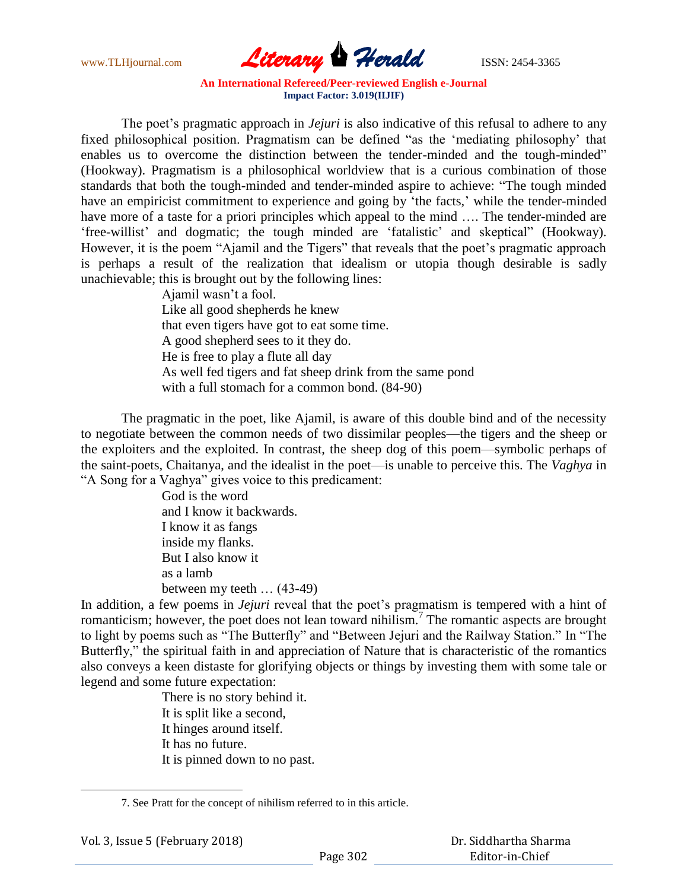The poet's pragmatic approach in *Jejuri* is also indicative of this refusal to adhere to any fixed philosophical position. Pragmatism can be defined "as the 'mediating philosophy' that enables us to overcome the distinction between the tender-minded and the tough-minded" (Hookway). Pragmatism is a philosophical worldview that is a curious combination of those standards that both the tough-minded and tender-minded aspire to achieve: "The tough minded have an empiricist commitment to experience and going by 'the facts,' while the tender-minded have more of a taste for a priori principles which appeal to the mind …. The tender-minded are 'free-willist' and dogmatic; the tough minded are 'fatalistic' and skeptical" (Hookway). However, it is the poem "Ajamil and the Tigers" that reveals that the poet's pragmatic approach is perhaps a result of the realization that idealism or utopia though desirable is sadly unachievable; this is brought out by the following lines:

> Ajamil wasn't a fool.
> Like all good shepherds he knew
> that even tigers have got to eat some time.
> A good shepherd sees to it they do.
> He is free to play a flute all day
> As well fed tigers and fat sheep drink from the same pond
> with a full stomach for a common bond. (84-90)

The pragmatic in the poet, like Ajamil, is aware of this double bind and of the necessity to negotiate between the common needs of two dissimilar peoples—the tigers and the sheep or the exploiters and the exploited. In contrast, the sheep dog of this poem—symbolic perhaps of the saint-poets, Chaitanya, and the idealist in the poet—is unable to perceive this. The *Vaghya* in "A Song for a Vaghya" gives voice to this predicament:

> God is the word
> and I know it backwards.
> I know it as fangs
> inside my flanks.
> But I also know it
> as a lamb
> between my teeth … (43-49)

In addition, a few poems in *Jejuri* reveal that the poet's pragmatism is tempered with a hint of romanticism; however, the poet does not lean toward nihilism.[7] The romantic aspects are brought to light by poems such as "The Butterfly" and "Between Jejuri and the Railway Station." In "The Butterfly," the spiritual faith in and appreciation of Nature that is characteristic of the romantics also conveys a keen distaste for glorifying objects or things by investing them with some tale or legend and some future expectation:

> There is no story behind it.
> It is split like a second,
> It hinges around itself.
> It has no future.
> It is pinned down to no past.

---

7. See Pratt for the concept of nihilism referred to in this article.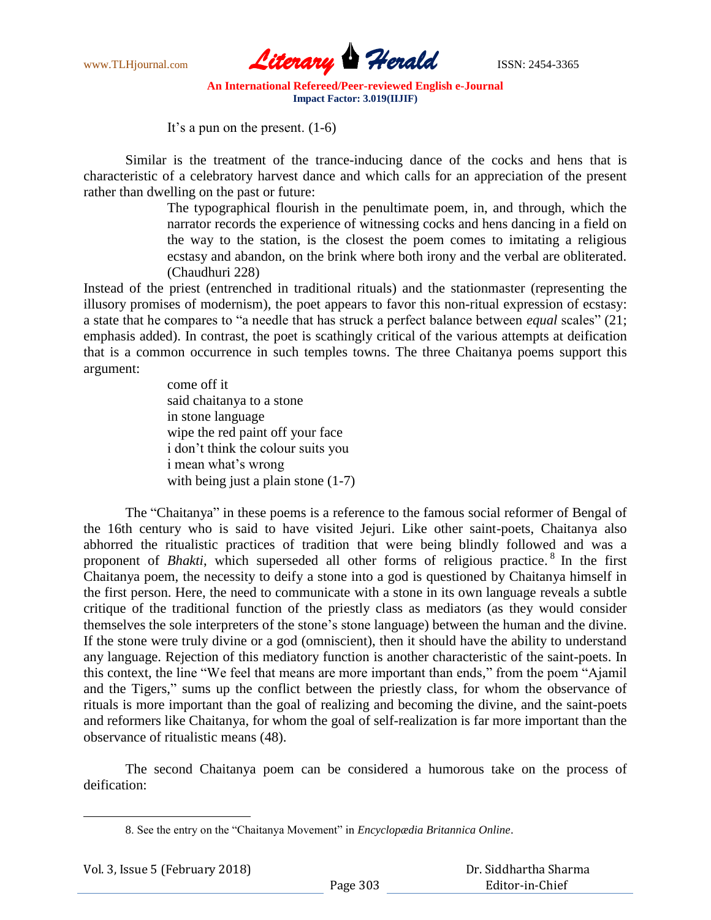It's a pun on the present. (1-6)

Similar is the treatment of the trance-inducing dance of the cocks and hens that is characteristic of a celebratory harvest dance and which calls for an appreciation of the present rather than dwelling on the past or future:

> The typographical flourish in the penultimate poem, in, and through, which the narrator records the experience of witnessing cocks and hens dancing in a field on the way to the station, is the closest the poem comes to imitating a religious ecstasy and abandon, on the brink where both irony and the verbal are obliterated. (Chaudhuri 228)

Instead of the priest (entrenched in traditional rituals) and the stationmaster (representing the illusory promises of modernism), the poet appears to favor this non-ritual expression of ecstasy: a state that he compares to "a needle that has struck a perfect balance between *equal* scales" (21; emphasis added). In contrast, the poet is scathingly critical of the various attempts at deification that is a common occurrence in such temples towns. The three Chaitanya poems support this argument:

> come off it
> said chaitanya to a stone
> in stone language
> wipe the red paint off your face
> i don't think the colour suits you
> i mean what's wrong
> with being just a plain stone (1-7)

The "Chaitanya" in these poems is a reference to the famous social reformer of Bengal of the 16th century who is said to have visited Jejuri. Like other saint-poets, Chaitanya also abhorred the ritualistic practices of tradition that were being blindly followed and was a proponent of *Bhakti*, which superseded all other forms of religious practice.[8] In the first Chaitanya poem, the necessity to deify a stone into a god is questioned by Chaitanya himself in the first person. Here, the need to communicate with a stone in its own language reveals a subtle critique of the traditional function of the priestly class as mediators (as they would consider themselves the sole interpreters of the stone's stone language) between the human and the divine. If the stone were truly divine or a god (omniscient), then it should have the ability to understand any language. Rejection of this mediatory function is another characteristic of the saint-poets. In this context, the line "We feel that means are more important than ends," from the poem "Ajamil and the Tigers," sums up the conflict between the priestly class, for whom the observance of rituals is more important than the goal of realizing and becoming the divine, and the saint-poets and reformers like Chaitanya, for whom the goal of self-realization is far more important than the observance of ritualistic means (48).

The second Chaitanya poem can be considered a humorous take on the process of deification:

---

8. See the entry on the "Chaitanya Movement" in *Encyclopædia Britannica Online*.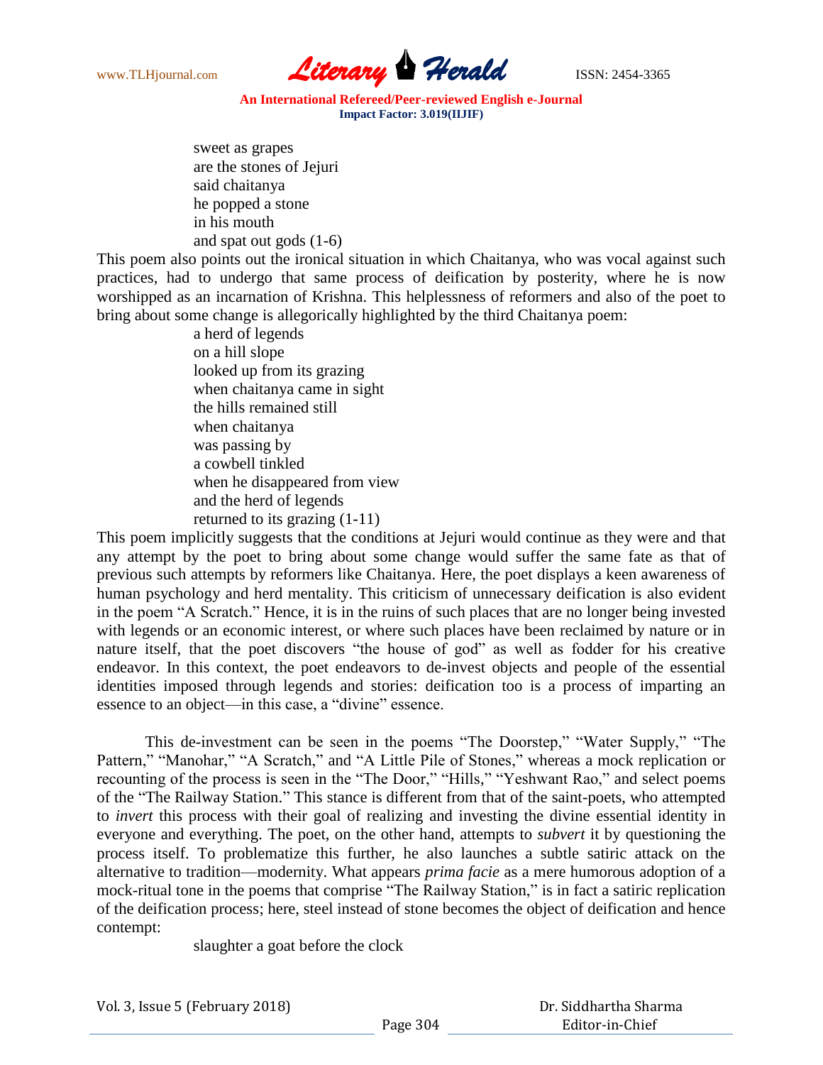sweet as grapes  
are the stones of Jejuri  
said chaitanya  
he popped a stone  
in his mouth  
and spat out gods (1-6)

This poem also points out the ironical situation in which Chaitanya, who was vocal against such practices, had to undergo that same process of deification by posterity, where he is now worshipped as an incarnation of Krishna. This helplessness of reformers and also of the poet to bring about some change is allegorically highlighted by the third Chaitanya poem:

a herd of legends  
on a hill slope  
looked up from its grazing  
when chaitanya came in sight  
the hills remained still  
when chaitanya  
was passing by  
a cowbell tinkled  
when he disappeared from view  
and the herd of legends  
returned to its grazing (1-11)

This poem implicitly suggests that the conditions at Jejuri would continue as they were and that any attempt by the poet to bring about some change would suffer the same fate as that of previous such attempts by reformers like Chaitanya. Here, the poet displays a keen awareness of human psychology and herd mentality. This criticism of unnecessary deification is also evident in the poem "A Scratch." Hence, it is in the ruins of such places that are no longer being invested with legends or an economic interest, or where such places have been reclaimed by nature or in nature itself, that the poet discovers "the house of god" as well as fodder for his creative endeavor. In this context, the poet endeavors to de-invest objects and people of the essential identities imposed through legends and stories: deification too is a process of imparting an essence to an object—in this case, a "divine" essence.

This de-investment can be seen in the poems "The Doorstep," "Water Supply," "The Pattern," "Manohar," "A Scratch," and "A Little Pile of Stones," whereas a mock replication or recounting of the process is seen in the "The Door," "Hills," "Yeshwant Rao," and select poems of the "The Railway Station." This stance is different from that of the saint-poets, who attempted to *invert* this process with their goal of realizing and investing the divine essential identity in everyone and everything. The poet, on the other hand, attempts to *subvert* it by questioning the process itself. To problematize this further, he also launches a subtle satiric attack on the alternative to tradition—modernity. What appears *prima facie* as a mere humorous adoption of a mock-ritual tone in the poems that comprise "The Railway Station," is in fact a satiric replication of the deification process; here, steel instead of stone becomes the object of deification and hence contempt:

slaughter a goat before the clock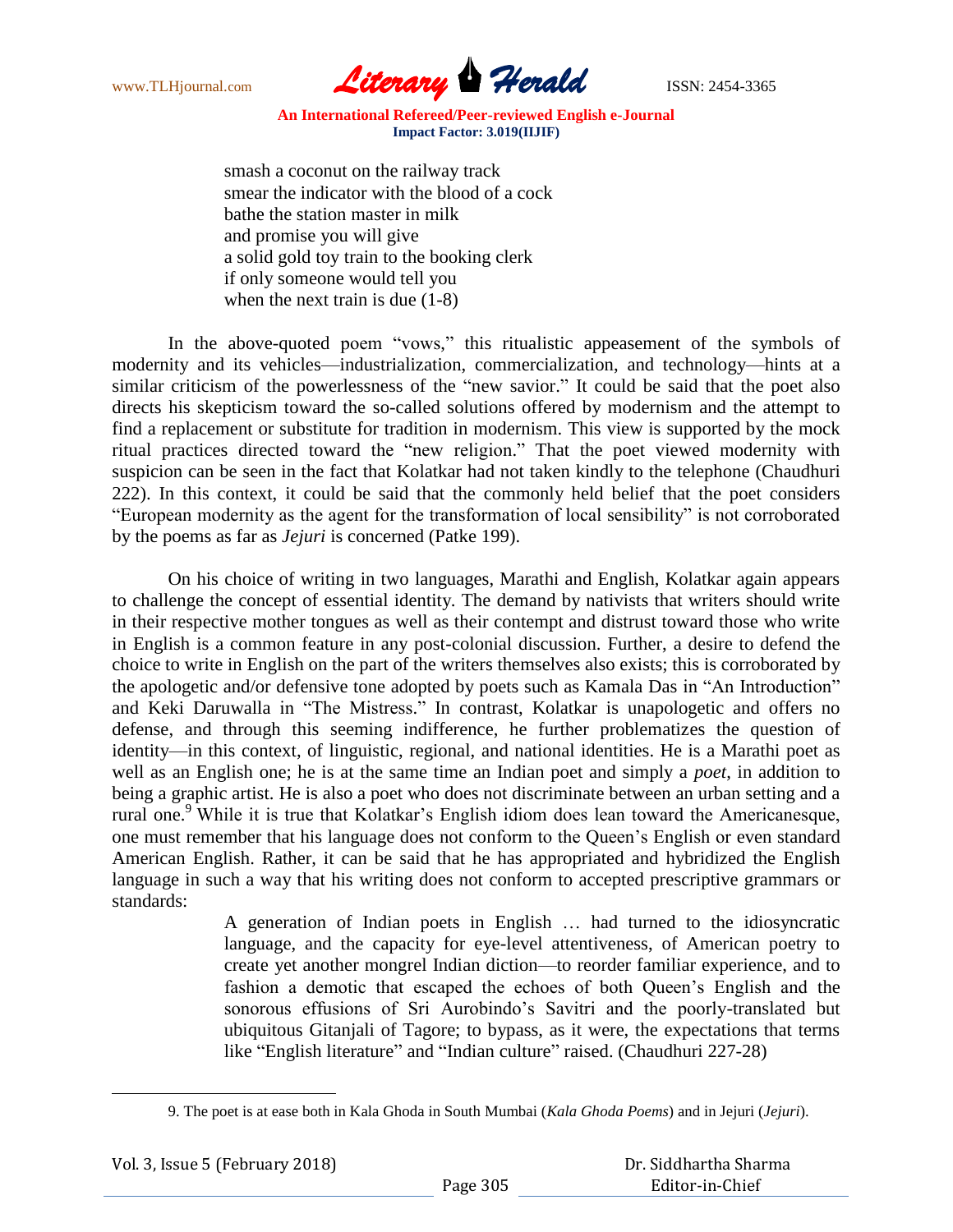> smash a coconut on the railway track
> smear the indicator with the blood of a cock
> bathe the station master in milk
> and promise you will give
> a solid gold toy train to the booking clerk
> if only someone would tell you
> when the next train is due (1-8)

In the above-quoted poem "vows," this ritualistic appeasement of the symbols of modernity and its vehicles—industrialization, commercialization, and technology—hints at a similar criticism of the powerlessness of the "new savior." It could be said that the poet also directs his skepticism toward the so-called solutions offered by modernism and the attempt to find a replacement or substitute for tradition in modernism. This view is supported by the mock ritual practices directed toward the "new religion." That the poet viewed modernity with suspicion can be seen in the fact that Kolatkar had not taken kindly to the telephone (Chaudhuri 222). In this context, it could be said that the commonly held belief that the poet considers "European modernity as the agent for the transformation of local sensibility" is not corroborated by the poems as far as *Jejuri* is concerned (Patke 199).

On his choice of writing in two languages, Marathi and English, Kolatkar again appears to challenge the concept of essential identity. The demand by nativists that writers should write in their respective mother tongues as well as their contempt and distrust toward those who write in English is a common feature in any post-colonial discussion. Further, a desire to defend the choice to write in English on the part of the writers themselves also exists; this is corroborated by the apologetic and/or defensive tone adopted by poets such as Kamala Das in "An Introduction" and Keki Daruwalla in "The Mistress." In contrast, Kolatkar is unapologetic and offers no defense, and through this seeming indifference, he further problematizes the question of identity—in this context, of linguistic, regional, and national identities. He is a Marathi poet as well as an English one; he is at the same time an Indian poet and simply a *poet*, in addition to being a graphic artist. He is also a poet who does not discriminate between an urban setting and a rural one.[9] While it is true that Kolatkar's English idiom does lean toward the Americanesque, one must remember that his language does not conform to the Queen's English or even standard American English. Rather, it can be said that he has appropriated and hybridized the English language in such a way that his writing does not conform to accepted prescriptive grammars or standards:

> A generation of Indian poets in English … had turned to the idiosyncratic language, and the capacity for eye-level attentiveness, of American poetry to create yet another mongrel Indian diction—to reorder familiar experience, and to fashion a demotic that escaped the echoes of both Queen's English and the sonorous effusions of Sri Aurobindo's Savitri and the poorly-translated but ubiquitous Gitanjali of Tagore; to bypass, as it were, the expectations that terms like "English literature" and "Indian culture" raised. (Chaudhuri 227-28)

9. The poet is at ease both in Kala Ghoda in South Mumbai (*Kala Ghoda Poems*) and in Jejuri (*Jejuri*).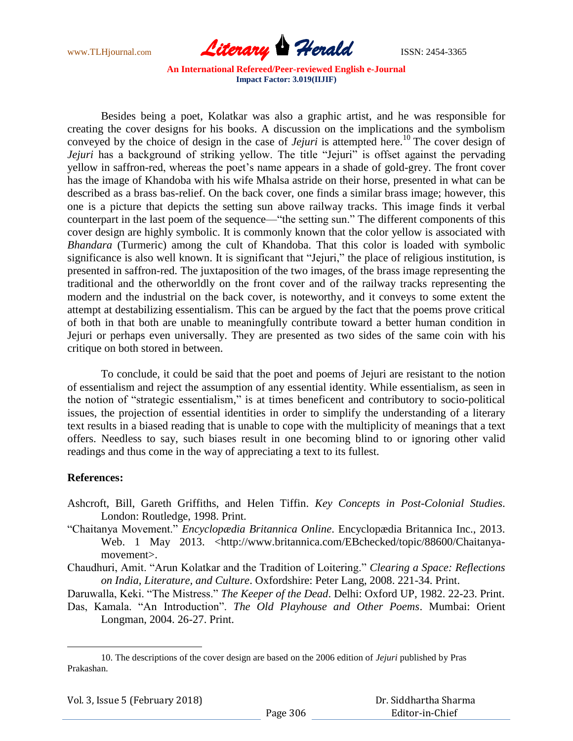Besides being a poet, Kolatkar was also a graphic artist, and he was responsible for creating the cover designs for his books. A discussion on the implications and the symbolism conveyed by the choice of design in the case of *Jejuri* is attempted here.[10] The cover design of *Jejuri* has a background of striking yellow. The title "Jejuri" is offset against the pervading yellow in saffron-red, whereas the poet's name appears in a shade of gold-grey. The front cover has the image of Khandoba with his wife Mhalsa astride on their horse, presented in what can be described as a brass bas-relief. On the back cover, one finds a similar brass image; however, this one is a picture that depicts the setting sun above railway tracks. This image finds it verbal counterpart in the last poem of the sequence—"the setting sun." The different components of this cover design are highly symbolic. It is commonly known that the color yellow is associated with *Bhandara* (Turmeric) among the cult of Khandoba. That this color is loaded with symbolic significance is also well known. It is significant that "Jejuri," the place of religious institution, is presented in saffron-red. The juxtaposition of the two images, of the brass image representing the traditional and the otherworldly on the front cover and of the railway tracks representing the modern and the industrial on the back cover, is noteworthy, and it conveys to some extent the attempt at destabilizing essentialism. This can be argued by the fact that the poems prove critical of both in that both are unable to meaningfully contribute toward a better human condition in Jejuri or perhaps even universally. They are presented as two sides of the same coin with his critique on both stored in between.

To conclude, it could be said that the poet and poems of Jejuri are resistant to the notion of essentialism and reject the assumption of any essential identity. While essentialism, as seen in the notion of "strategic essentialism," is at times beneficent and contributory to socio-political issues, the projection of essential identities in order to simplify the understanding of a literary text results in a biased reading that is unable to cope with the multiplicity of meanings that a text offers. Needless to say, such biases result in one becoming blind to or ignoring other valid readings and thus come in the way of appreciating a text to its fullest.

**References:**

Ashcroft, Bill, Gareth Griffiths, and Helen Tiffin. *Key Concepts in Post-Colonial Studies*. London: Routledge, 1998. Print.

"Chaitanya Movement." *Encyclopædia Britannica Online*. Encyclopædia Britannica Inc., 2013. Web. 1 May 2013. <http://www.britannica.com/EBchecked/topic/88600/Chaitanya-movement>.

Chaudhuri, Amit. "Arun Kolatkar and the Tradition of Loitering." *Clearing a Space: Reflections on India, Literature, and Culture*. Oxfordshire: Peter Lang, 2008. 221-34. Print.

Daruwalla, Keki. "The Mistress." *The Keeper of the Dead*. Delhi: Oxford UP, 1982. 22-23. Print.

Das, Kamala. "An Introduction". *The Old Playhouse and Other Poems*. Mumbai: Orient Longman, 2004. 26-27. Print.

10. The descriptions of the cover design are based on the 2006 edition of *Jejuri* published by Pras Prakashan.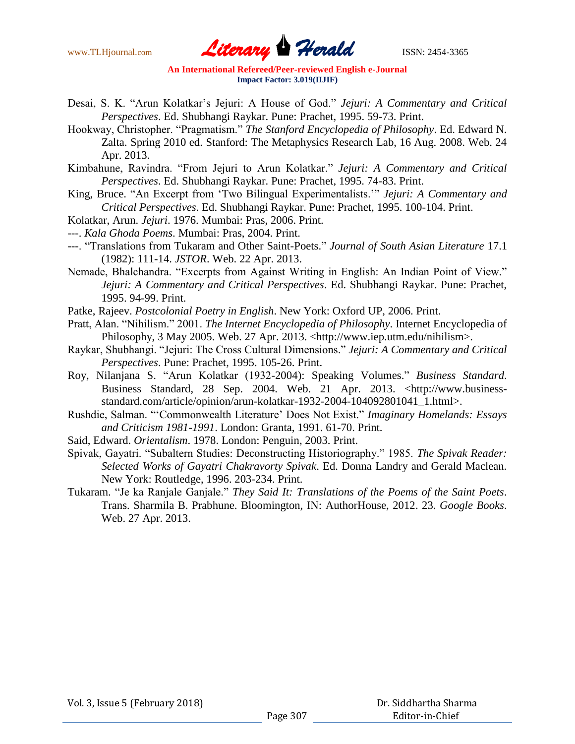Desai, S. K. "Arun Kolatkar's Jejuri: A House of God." *Jejuri: A Commentary and Critical Perspectives*. Ed. Shubhangi Raykar. Pune: Prachet, 1995. 59-73. Print.

Hookway, Christopher. "Pragmatism." *The Stanford Encyclopedia of Philosophy*. Ed. Edward N. Zalta. Spring 2010 ed. Stanford: The Metaphysics Research Lab, 16 Aug. 2008. Web. 24 Apr. 2013.

Kimbahune, Ravindra. "From Jejuri to Arun Kolatkar." *Jejuri: A Commentary and Critical Perspectives*. Ed. Shubhangi Raykar. Pune: Prachet, 1995. 74-83. Print.

King, Bruce. "An Excerpt from 'Two Bilingual Experimentalists.'" *Jejuri: A Commentary and Critical Perspectives*. Ed. Shubhangi Raykar. Pune: Prachet, 1995. 100-104. Print.

Kolatkar, Arun. *Jejuri*. 1976. Mumbai: Pras, 2006. Print.

---. *Kala Ghoda Poems*. Mumbai: Pras, 2004. Print.

---. "Translations from Tukaram and Other Saint-Poets." *Journal of South Asian Literature* 17.1 (1982): 111-14. *JSTOR*. Web. 22 Apr. 2013.

Nemade, Bhalchandra. "Excerpts from Against Writing in English: An Indian Point of View." *Jejuri: A Commentary and Critical Perspectives*. Ed. Shubhangi Raykar. Pune: Prachet, 1995. 94-99. Print.

Patke, Rajeev. *Postcolonial Poetry in English*. New York: Oxford UP, 2006. Print.

Pratt, Alan. "Nihilism." 2001. *The Internet Encyclopedia of Philosophy*. Internet Encyclopedia of Philosophy, 3 May 2005. Web. 27 Apr. 2013. <http://www.iep.utm.edu/nihilism>.

Raykar, Shubhangi. "Jejuri: The Cross Cultural Dimensions." *Jejuri: A Commentary and Critical Perspectives*. Pune: Prachet, 1995. 105-26. Print.

Roy, Nilanjana S. "Arun Kolatkar (1932-2004): Speaking Volumes." *Business Standard*. Business Standard, 28 Sep. 2004. Web. 21 Apr. 2013. <http://www.business-standard.com/article/opinion/arun-kolatkar-1932-2004-104092801041_1.html>.

Rushdie, Salman. "'Commonwealth Literature' Does Not Exist." *Imaginary Homelands: Essays and Criticism 1981-1991*. London: Granta, 1991. 61-70. Print.

Said, Edward. *Orientalism*. 1978. London: Penguin, 2003. Print.

Spivak, Gayatri. "Subaltern Studies: Deconstructing Historiography." 1985. *The Spivak Reader: Selected Works of Gayatri Chakravorty Spivak*. Ed. Donna Landry and Gerald Maclean. New York: Routledge, 1996. 203-234. Print.

Tukaram. "Je ka Ranjale Ganjale." *They Said It: Translations of the Poems of the Saint Poets*. Trans. Sharmila B. Prabhune. Bloomington, IN: AuthorHouse, 2012. 23. *Google Books*. Web. 27 Apr. 2013.